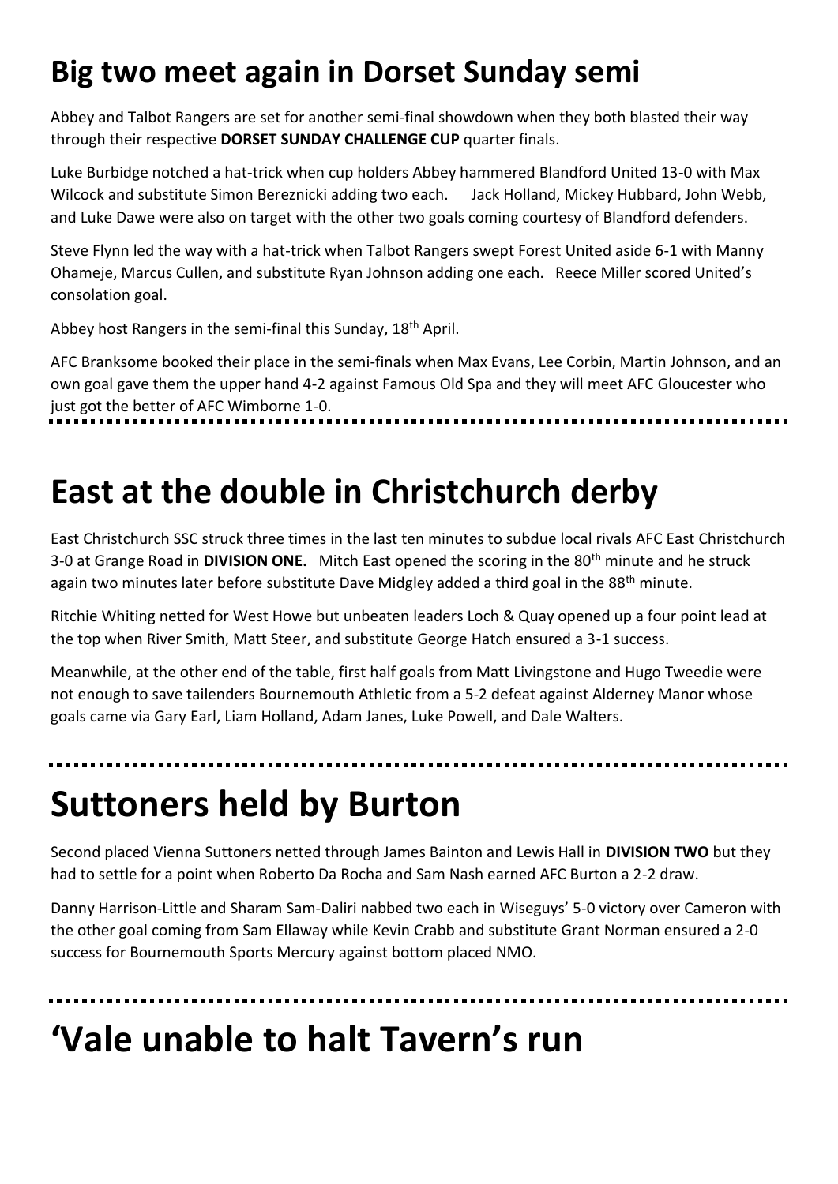# Big two meet again in Dorset Sunday semi

Abbey and Talbot Rangers are set for another semi-final showdown when they both blasted their way through their respective **DORSET SUNDAY CHALLENGE CUP** quarter finals.

Luke Burbidge notched a hat-trick when cup holders Abbey hammered Blandford United 13-0 with Max Wilcock and substitute Simon Bereznicki adding two each. Jack Holland, Mickey Hubbard, John Webb, and Luke Dawe were also on target with the other two goals coming courtesy of Blandford defenders.

Steve Flynn led the way with a hat-trick when Talbot Rangers swept Forest United aside 6-1 with Manny Ohameje, Marcus Cullen, and substitute Ryan Johnson adding one each. Reece Miller scored United's consolation goal.

Abbey host Rangers in the semi-final this Sunday, 18th April.

AFC Branksome booked their place in the semi-finals when Max Evans, Lee Corbin, Martin Johnson, and an own goal gave them the upper hand 4-2 against Famous Old Spa and they will meet AFC Gloucester who just got the better of AFC Wimborne 1-0.

---

# East at the double in Christchurch derby

East Christchurch SSC struck three times in the last ten minutes to subdue local rivals AFC East Christchurch 3-0 at Grange Road in **DIVISION ONE.** Mitch East opened the scoring in the 80th minute and he struck again two minutes later before substitute Dave Midgley added a third goal in the 88th minute.

Ritchie Whiting netted for West Howe but unbeaten leaders Loch & Quay opened up a four point lead at the top when River Smith, Matt Steer, and substitute George Hatch ensured a 3-1 success.

Meanwhile, at the other end of the table, first half goals from Matt Livingstone and Hugo Tweedie were not enough to save tailenders Bournemouth Athletic from a 5-2 defeat against Alderney Manor whose goals came via Gary Earl, Liam Holland, Adam Janes, Luke Powell, and Dale Walters.

---

# Suttoners held by Burton

Second placed Vienna Suttoners netted through James Bainton and Lewis Hall in **DIVISION TWO** but they had to settle for a point when Roberto Da Rocha and Sam Nash earned AFC Burton a 2-2 draw.

Danny Harrison-Little and Sharam Sam-Daliri nabbed two each in Wiseguys' 5-0 victory over Cameron with the other goal coming from Sam Ellaway while Kevin Crabb and substitute Grant Norman ensured a 2-0 success for Bournemouth Sports Mercury against bottom placed NMO.

---

# 'Vale unable to halt Tavern's run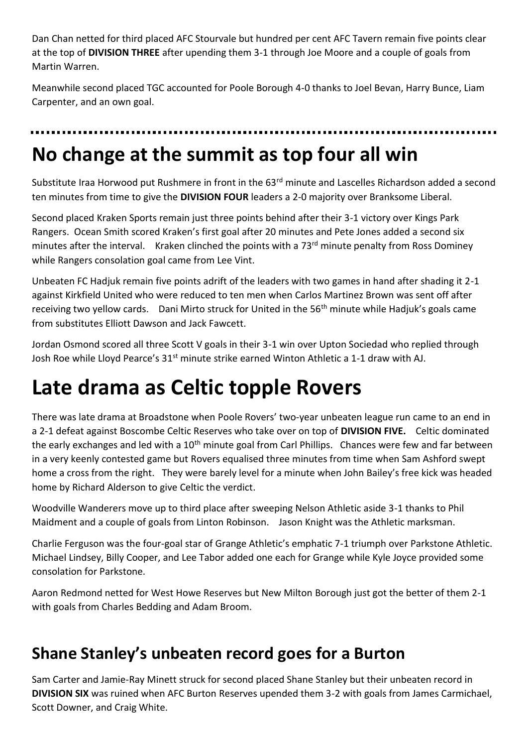Dan Chan netted for third placed AFC Stourvale but hundred per cent AFC Tavern remain five points clear at the top of **DIVISION THREE** after upending them 3-1 through Joe Moore and a couple of goals from Martin Warren.

Meanwhile second placed TGC accounted for Poole Borough 4-0 thanks to Joel Bevan, Harry Bunce, Liam Carpenter, and an own goal.

---

# No change at the summit as top four all win

Substitute Iraa Horwood put Rushmere in front in the 63rd minute and Lascelles Richardson added a second ten minutes from time to give the **DIVISION FOUR** leaders a 2-0 majority over Branksome Liberal.

Second placed Kraken Sports remain just three points behind after their 3-1 victory over Kings Park Rangers. Ocean Smith scored Kraken's first goal after 20 minutes and Pete Jones added a second six minutes after the interval. Kraken clinched the points with a 73rd minute penalty from Ross Dominey while Rangers consolation goal came from Lee Vint.

Unbeaten FC Hadjuk remain five points adrift of the leaders with two games in hand after shading it 2-1 against Kirkfield United who were reduced to ten men when Carlos Martinez Brown was sent off after receiving two yellow cards. Dani Mirto struck for United in the 56th minute while Hadjuk's goals came from substitutes Elliott Dawson and Jack Fawcett.

Jordan Osmond scored all three Scott V goals in their 3-1 win over Upton Sociedad who replied through Josh Roe while Lloyd Pearce's 31st minute strike earned Winton Athletic a 1-1 draw with AJ.

# Late drama as Celtic topple Rovers

There was late drama at Broadstone when Poole Rovers' two-year unbeaten league run came to an end in a 2-1 defeat against Boscombe Celtic Reserves who take over on top of **DIVISION FIVE.** Celtic dominated the early exchanges and led with a 10th minute goal from Carl Phillips. Chances were few and far between in a very keenly contested game but Rovers equalised three minutes from time when Sam Ashford swept home a cross from the right. They were barely level for a minute when John Bailey's free kick was headed home by Richard Alderson to give Celtic the verdict.

Woodville Wanderers move up to third place after sweeping Nelson Athletic aside 3-1 thanks to Phil Maidment and a couple of goals from Linton Robinson. Jason Knight was the Athletic marksman.

Charlie Ferguson was the four-goal star of Grange Athletic's emphatic 7-1 triumph over Parkstone Athletic. Michael Lindsey, Billy Cooper, and Lee Tabor added one each for Grange while Kyle Joyce provided some consolation for Parkstone.

Aaron Redmond netted for West Howe Reserves but New Milton Borough just got the better of them 2-1 with goals from Charles Bedding and Adam Broom.

## Shane Stanley's unbeaten record goes for a Burton

Sam Carter and Jamie-Ray Minett struck for second placed Shane Stanley but their unbeaten record in **DIVISION SIX** was ruined when AFC Burton Reserves upended them 3-2 with goals from James Carmichael, Scott Downer, and Craig White.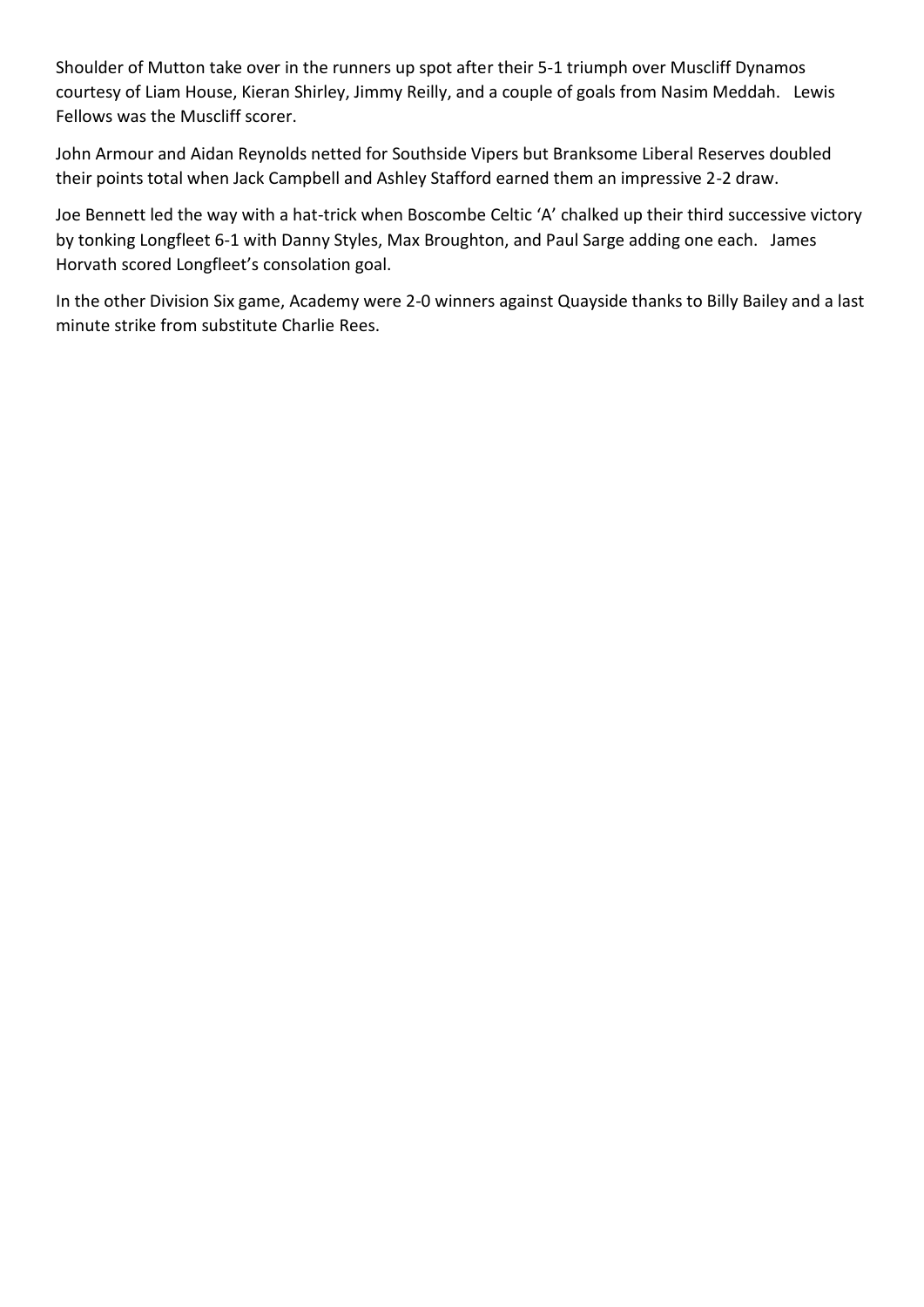Shoulder of Mutton take over in the runners up spot after their 5-1 triumph over Muscliff Dynamos courtesy of Liam House, Kieran Shirley, Jimmy Reilly, and a couple of goals from Nasim Meddah. Lewis Fellows was the Muscliff scorer.

John Armour and Aidan Reynolds netted for Southside Vipers but Branksome Liberal Reserves doubled their points total when Jack Campbell and Ashley Stafford earned them an impressive 2-2 draw.

Joe Bennett led the way with a hat-trick when Boscombe Celtic 'A' chalked up their third successive victory by tonking Longfleet 6-1 with Danny Styles, Max Broughton, and Paul Sarge adding one each. James Horvath scored Longfleet's consolation goal.

In the other Division Six game, Academy were 2-0 winners against Quayside thanks to Billy Bailey and a last minute strike from substitute Charlie Rees.